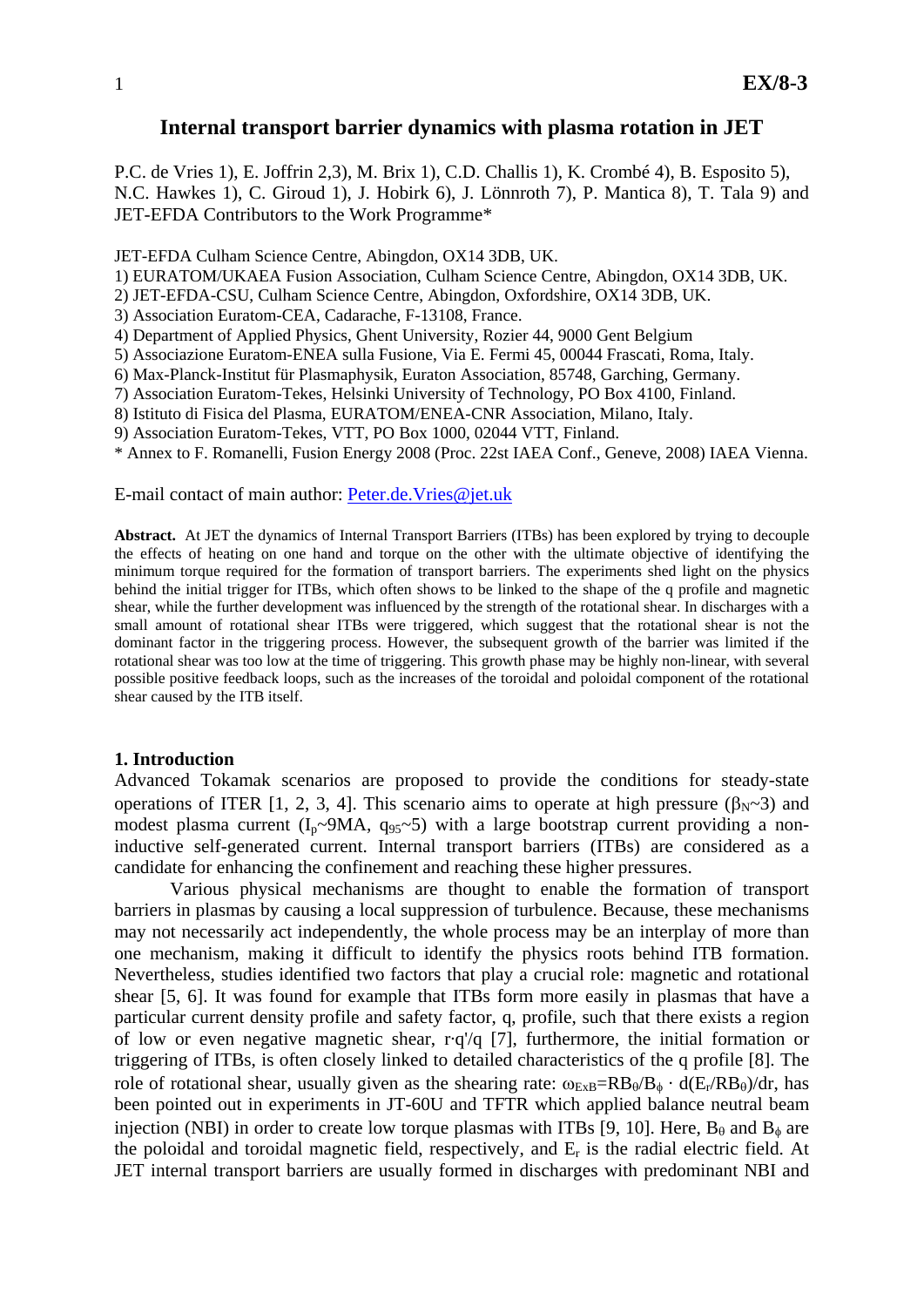# Internal transport barrier dynamics with plasma rotation in JET

P.C. de Vries 1), E. Joffrin 2,3), M. Brix 1), C.D. Challis 1), K. Crombé 4), B. Esposito 5), N.C. Hawkes 1), C. Giroud 1), J. Hobirk 6), J. Lönnroth 7), P. Mantica 8), T. Tala 9) and JET-EFDA Contributors to the Work Programme*

JET-EFDA Culham Science Centre, Abingdon, OX14 3DB, UK.

1) EURATOM/UKAEA Fusion Association, Culham Science Centre, Abingdon, OX14 3DB, UK.
2) JET-EFDA-CSU, Culham Science Centre, Abingdon, Oxfordshire, OX14 3DB, UK.
3) Association Euratom-CEA, Cadarache, F-13108, France.
4) Department of Applied Physics, Ghent University, Rozier 44, 9000 Gent Belgium
5) Associazione Euratom-ENEA sulla Fusione, Via E. Fermi 45, 00044 Frascati, Roma, Italy.
6) Max-Planck-Institut für Plasmaphysik, Euraton Association, 85748, Garching, Germany.
7) Association Euratom-Tekes, Helsinki University of Technology, PO Box 4100, Finland.
8) Istituto di Fisica del Plasma, EURATOM/ENEA-CNR Association, Milano, Italy.
9) Association Euratom-Tekes, VTT, PO Box 1000, 02044 VTT, Finland.

* Annex to F. Romanelli, Fusion Energy 2008 (Proc. 22st IAEA Conf., Geneve, 2008) IAEA Vienna.

E-mail contact of main author: Peter.de.Vries@jet.uk

**Abstract.** At JET the dynamics of Internal Transport Barriers (ITBs) has been explored by trying to decouple the effects of heating on one hand and torque on the other with the ultimate objective of identifying the minimum torque required for the formation of transport barriers. The experiments shed light on the physics behind the initial trigger for ITBs, which often shows to be linked to the shape of the q profile and magnetic shear, while the further development was influenced by the strength of the rotational shear. In discharges with a small amount of rotational shear ITBs were triggered, which suggest that the rotational shear is not the dominant factor in the triggering process. However, the subsequent growth of the barrier was limited if the rotational shear was too low at the time of triggering. This growth phase may be highly non-linear, with several possible positive feedback loops, such as the increases of the toroidal and poloidal component of the rotational shear caused by the ITB itself.

## 1. Introduction

Advanced Tokamak scenarios are proposed to provide the conditions for steady-state operations of ITER [1, 2, 3, 4]. This scenario aims to operate at high pressure ($\beta_N$~3) and modest plasma current ($I_p$~9MA, $q_{95}$~5) with a large bootstrap current providing a non-inductive self-generated current. Internal transport barriers (ITBs) are considered as a candidate for enhancing the confinement and reaching these higher pressures.

Various physical mechanisms are thought to enable the formation of transport barriers in plasmas by causing a local suppression of turbulence. Because, these mechanisms may not necessarily act independently, the whole process may be an interplay of more than one mechanism, making it difficult to identify the physics roots behind ITB formation. Nevertheless, studies identified two factors that play a crucial role: magnetic and rotational shear [5, 6]. It was found for example that ITBs form more easily in plasmas that have a particular current density profile and safety factor, q, profile, such that there exists a region of low or even negative magnetic shear, $r \cdot q'/q$ [7], furthermore, the initial formation or triggering of ITBs, is often closely linked to detailed characteristics of the q profile [8]. The role of rotational shear, usually given as the shearing rate: $\omega_{ExB}=RB_\theta/B_\phi \cdot d(E_r/RB_\theta)/dr$, has been pointed out in experiments in JT-60U and TFTR which applied balance neutral beam injection (NBI) in order to create low torque plasmas with ITBs [9, 10]. Here, $B_\theta$ and $B_\phi$ are the poloidal and toroidal magnetic field, respectively, and $E_r$ is the radial electric field. At JET internal transport barriers are usually formed in discharges with predominant NBI and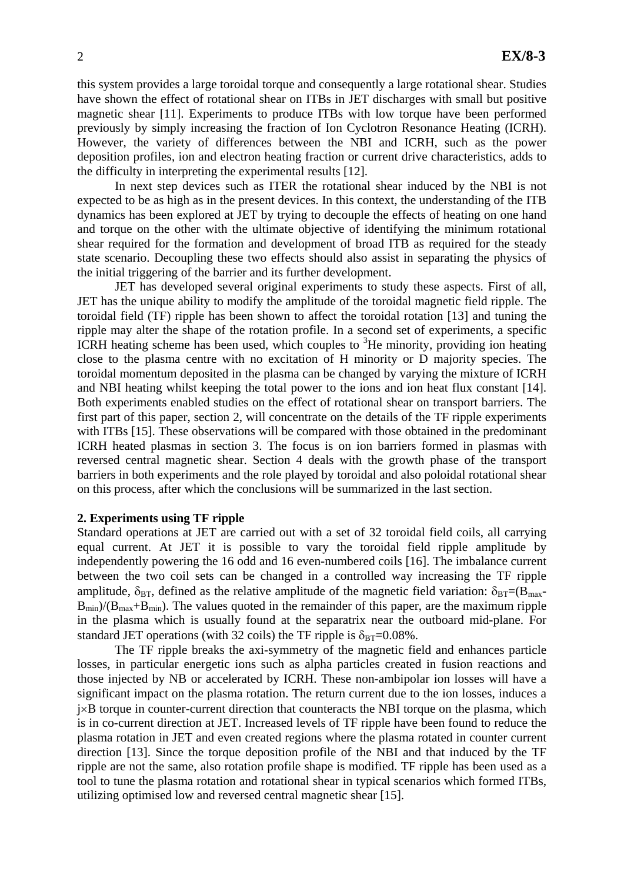this system provides a large toroidal torque and consequently a large rotational shear. Studies have shown the effect of rotational shear on ITBs in JET discharges with small but positive magnetic shear [11]. Experiments to produce ITBs with low torque have been performed previously by simply increasing the fraction of Ion Cyclotron Resonance Heating (ICRH). However, the variety of differences between the NBI and ICRH, such as the power deposition profiles, ion and electron heating fraction or current drive characteristics, adds to the difficulty in interpreting the experimental results [12].

In next step devices such as ITER the rotational shear induced by the NBI is not expected to be as high as in the present devices. In this context, the understanding of the ITB dynamics has been explored at JET by trying to decouple the effects of heating on one hand and torque on the other with the ultimate objective of identifying the minimum rotational shear required for the formation and development of broad ITB as required for the steady state scenario. Decoupling these two effects should also assist in separating the physics of the initial triggering of the barrier and its further development.

JET has developed several original experiments to study these aspects. First of all, JET has the unique ability to modify the amplitude of the toroidal magnetic field ripple. The toroidal field (TF) ripple has been shown to affect the toroidal rotation [13] and tuning the ripple may alter the shape of the rotation profile. In a second set of experiments, a specific ICRH heating scheme has been used, which couples to $^3$He minority, providing ion heating close to the plasma centre with no excitation of H minority or D majority species. The toroidal momentum deposited in the plasma can be changed by varying the mixture of ICRH and NBI heating whilst keeping the total power to the ions and ion heat flux constant [14]. Both experiments enabled studies on the effect of rotational shear on transport barriers. The first part of this paper, section 2, will concentrate on the details of the TF ripple experiments with ITBs [15]. These observations will be compared with those obtained in the predominant ICRH heated plasmas in section 3. The focus is on ion barriers formed in plasmas with reversed central magnetic shear. Section 4 deals with the growth phase of the transport barriers in both experiments and the role played by toroidal and also poloidal rotational shear on this process, after which the conclusions will be summarized in the last section.

## 2. Experiments using TF ripple

Standard operations at JET are carried out with a set of 32 toroidal field coils, all carrying equal current. At JET it is possible to vary the toroidal field ripple amplitude by independently powering the 16 odd and 16 even-numbered coils [16]. The imbalance current between the two coil sets can be changed in a controlled way increasing the TF ripple amplitude, $\delta_{BT}$, defined as the relative amplitude of the magnetic field variation: $\delta_{BT}=(B_{max}-B_{min})/(B_{max}+B_{min})$. The values quoted in the remainder of this paper, are the maximum ripple in the plasma which is usually found at the separatrix near the outboard mid-plane. For standard JET operations (with 32 coils) the TF ripple is $\delta_{BT}$=0.08%.

The TF ripple breaks the axi-symmetry of the magnetic field and enhances particle losses, in particular energetic ions such as alpha particles created in fusion reactions and those injected by NB or accelerated by ICRH. These non-ambipolar ion losses will have a significant impact on the plasma rotation. The return current due to the ion losses, induces a $j\times B$ torque in counter-current direction that counteracts the NBI torque on the plasma, which is in co-current direction at JET. Increased levels of TF ripple have been found to reduce the plasma rotation in JET and even created regions where the plasma rotated in counter current direction [13]. Since the torque deposition profile of the NBI and that induced by the TF ripple are not the same, also rotation profile shape is modified. TF ripple has been used as a tool to tune the plasma rotation and rotational shear in typical scenarios which formed ITBs, utilizing optimised low and reversed central magnetic shear [15].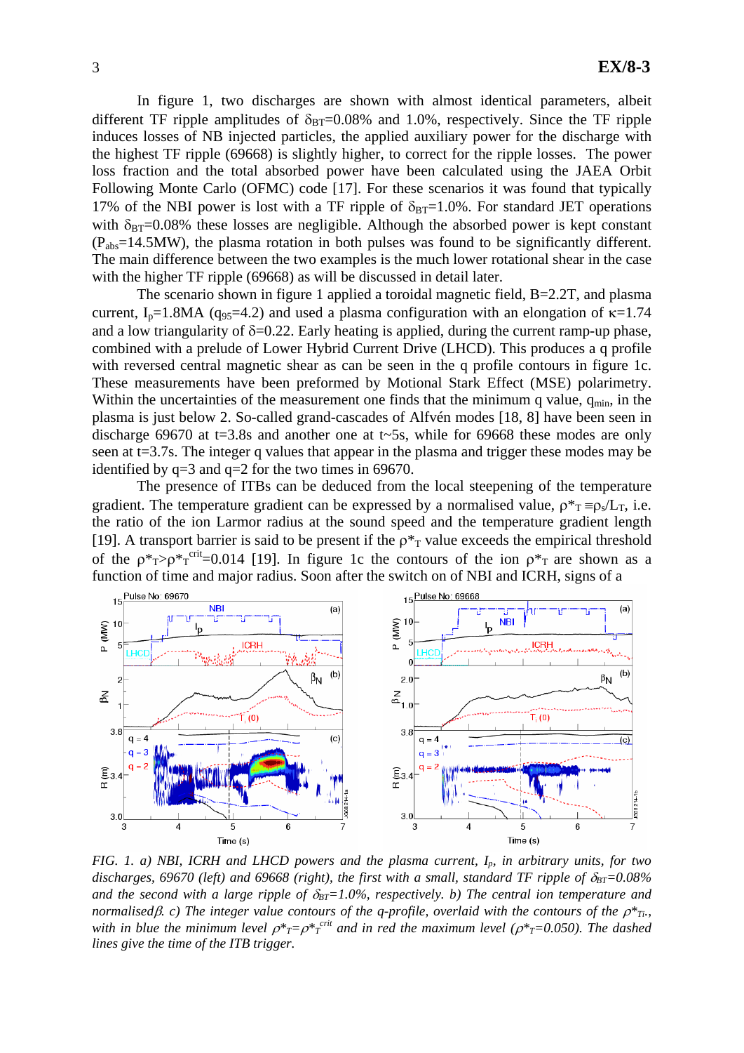In figure 1, two discharges are shown with almost identical parameters, albeit different TF ripple amplitudes of $\delta_{BT}$=0.08% and 1.0%, respectively. Since the TF ripple induces losses of NB injected particles, the applied auxiliary power for the discharge with the highest TF ripple (69668) is slightly higher, to correct for the ripple losses. The power loss fraction and the total absorbed power have been calculated using the JAEA Orbit Following Monte Carlo (OFMC) code [17]. For these scenarios it was found that typically 17% of the NBI power is lost with a TF ripple of $\delta_{BT}$=1.0%. For standard JET operations with $\delta_{BT}$=0.08% these losses are negligible. Although the absorbed power is kept constant ($P_{abs}$=14.5MW), the plasma rotation in both pulses was found to be significantly different. The main difference between the two examples is the much lower rotational shear in the case with the higher TF ripple (69668) as will be discussed in detail later.

The scenario shown in figure 1 applied a toroidal magnetic field, B=2.2T, and plasma current, $I_p$=1.8MA ($q_{95}$=4.2) and used a plasma configuration with an elongation of $\kappa$=1.74 and a low triangularity of $\delta$=0.22. Early heating is applied, during the current ramp-up phase, combined with a prelude of Lower Hybrid Current Drive (LHCD). This produces a q profile with reversed central magnetic shear as can be seen in the q profile contours in figure 1c. These measurements have been preformed by Motional Stark Effect (MSE) polarimetry. Within the uncertainties of the measurement one finds that the minimum q value, $q_{min}$, in the plasma is just below 2. So-called grand-cascades of Alfvén modes [18, 8] have been seen in discharge 69670 at t=3.8s and another one at t~5s, while for 69668 these modes are only seen at t=3.7s. The integer q values that appear in the plasma and trigger these modes may be identified by q=3 and q=2 for the two times in 69670.

The presence of ITBs can be deduced from the local steepening of the temperature gradient. The temperature gradient can be expressed by a normalised value, $\rho^*_T \equiv \rho_s/L_T$, i.e. the ratio of the ion Larmor radius at the sound speed and the temperature gradient length [19]. A transport barrier is said to be present if the $\rho^*_T$ value exceeds the empirical threshold of the $\rho^*_T > \rho^{*crit}_T$=0.014 [19]. In figure 1c the contours of the ion $\rho^*_T$ are shown as a function of time and major radius. Soon after the switch on of NBI and ICRH, signs of a

*FIG. 1. a) NBI, ICRH and LHCD powers and the plasma current, $I_p$, in arbitrary units, for two discharges, 69670 (left) and 69668 (right), the first with a small, standard TF ripple of $\delta_{BT}$=0.08% and the second with a large ripple of $\delta_{BT}$=1.0%, respectively. b) The central ion temperature and normalised $\beta$. c) The integer value contours of the q-profile, overlaid with the contours of the $\rho^*_{Ti}$, with in blue the minimum level $\rho^*_T=\rho^{*crit}_T$ and in red the maximum level ($\rho^*_T$=0.050). The dashed lines give the time of the ITB trigger.*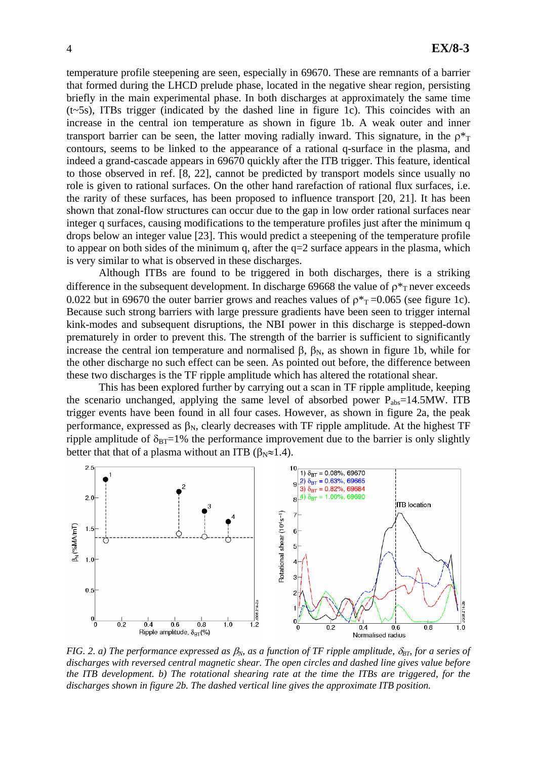temperature profile steepening are seen, especially in 69670. These are remnants of a barrier that formed during the LHCD prelude phase, located in the negative shear region, persisting briefly in the main experimental phase. In both discharges at approximately the same time (t~5s), ITBs trigger (indicated by the dashed line in figure 1c). This coincides with an increase in the central ion temperature as shown in figure 1b. A weak outer and inner transport barrier can be seen, the latter moving radially inward. This signature, in the $\rho^*_T$ contours, seems to be linked to the appearance of a rational q-surface in the plasma, and indeed a grand-cascade appears in 69670 quickly after the ITB trigger. This feature, identical to those observed in ref. [8, 22], cannot be predicted by transport models since usually no role is given to rational surfaces. On the other hand rarefaction of rational flux surfaces, i.e. the rarity of these surfaces, has been proposed to influence transport [20, 21]. It has been shown that zonal-flow structures can occur due to the gap in low order rational surfaces near integer q surfaces, causing modifications to the temperature profiles just after the minimum q drops below an integer value [23]. This would predict a steepening of the temperature profile to appear on both sides of the minimum q, after the q=2 surface appears in the plasma, which is very similar to what is observed in these discharges.

Although ITBs are found to be triggered in both discharges, there is a striking difference in the subsequent development. In discharge 69668 the value of $\rho^*_T$ never exceeds 0.022 but in 69670 the outer barrier grows and reaches values of $\rho^*_T$ =0.065 (see figure 1c). Because such strong barriers with large pressure gradients have been seen to trigger internal kink-modes and subsequent disruptions, the NBI power in this discharge is stepped-down prematurely in order to prevent this. The strength of the barrier is sufficient to significantly increase the central ion temperature and normalised β, $\beta_N$, as shown in figure 1b, while for the other discharge no such effect can be seen. As pointed out before, the difference between these two discharges is the TF ripple amplitude which has altered the rotational shear.

This has been explored further by carrying out a scan in TF ripple amplitude, keeping the scenario unchanged, applying the same level of absorbed power $P_{abs}$=14.5MW. ITB trigger events have been found in all four cases. However, as shown in figure 2a, the peak performance, expressed as $\beta_N$, clearly decreases with TF ripple amplitude. At the highest TF ripple amplitude of $\delta_{BT}$=1% the performance improvement due to the barrier is only slightly better that that of a plasma without an ITB ($\beta_N$≈1.4).

*FIG. 2. a) The performance expressed as $\beta_N$, as a function of TF ripple amplitude, $\delta_{BT}$, for a series of discharges with reversed central magnetic shear. The open circles and dashed line gives value before the ITB development. b) The rotational shearing rate at the time the ITBs are triggered, for the discharges shown in figure 2b. The dashed vertical line gives the approximate ITB position.*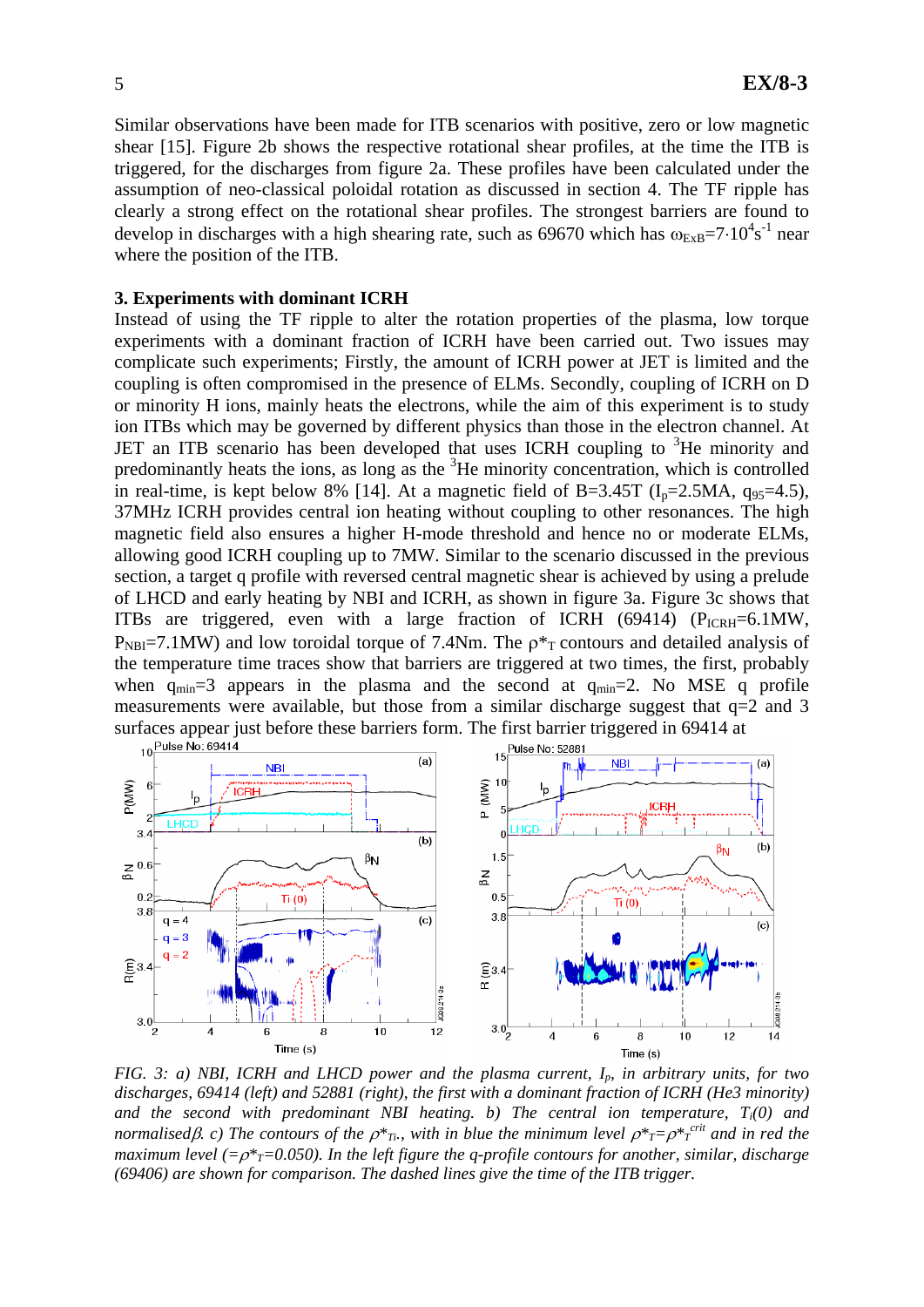Similar observations have been made for ITB scenarios with positive, zero or low magnetic shear [15]. Figure 2b shows the respective rotational shear profiles, at the time the ITB is triggered, for the discharges from figure 2a. These profiles have been calculated under the assumption of neo-classical poloidal rotation as discussed in section 4. The TF ripple has clearly a strong effect on the rotational shear profiles. The strongest barriers are found to develop in discharges with a high shearing rate, such as 69670 which has $\omega_{ExB}=7 \cdot 10^4 s^{-1}$ near where the position of the ITB.

### 3. Experiments with dominant ICRH

Instead of using the TF ripple to alter the rotation properties of the plasma, low torque experiments with a dominant fraction of ICRH have been carried out. Two issues may complicate such experiments; Firstly, the amount of ICRH power at JET is limited and the coupling is often compromised in the presence of ELMs. Secondly, coupling of ICRH on D or minority H ions, mainly heats the electrons, while the aim of this experiment is to study ion ITBs which may be governed by different physics than those in the electron channel. At JET an ITB scenario has been developed that uses ICRH coupling to $^3$He minority and predominantly heats the ions, as long as the $^3$He minority concentration, which is controlled in real-time, is kept below 8% [14]. At a magnetic field of B=3.45T ($I_p$=2.5MA, $q_{95}$=4.5), 37MHz ICRH provides central ion heating without coupling to other resonances. The high magnetic field also ensures a higher H-mode threshold and hence no or moderate ELMs, allowing good ICRH coupling up to 7MW. Similar to the scenario discussed in the previous section, a target q profile with reversed central magnetic shear is achieved by using a prelude of LHCD and early heating by NBI and ICRH, as shown in figure 3a. Figure 3c shows that ITBs are triggered, even with a large fraction of ICRH (69414) ($P_{ICRH}$=6.1MW, $P_{NBI}$=7.1MW) and low toroidal torque of 7.4Nm. The $\rho^*_T$ contours and detailed analysis of the temperature time traces show that barriers are triggered at two times, the first, probably when $q_{min}$=3 appears in the plasma and the second at $q_{min}$=2. No MSE q profile measurements were available, but those from a similar discharge suggest that q=2 and 3 surfaces appear just before these barriers form. The first barrier triggered in 69414 at

*FIG. 3: a) NBI, ICRH and LHCD power and the plasma current, $I_p$, in arbitrary units, for two discharges, 69414 (left) and 52881 (right), the first with a dominant fraction of ICRH (He3 minority) and the second with predominant NBI heating. b) The central ion temperature, $T_i(0)$ and normalised $\beta$. c) The contours of the $\rho^*_{Ti}$, with in blue the minimum level $\rho^*_T=\rho^*_T{}^{crit}$ and in red the maximum level ($=\rho^*_T=0.050$). In the left figure the q-profile contours for another, similar, discharge (69406) are shown for comparison. The dashed lines give the time of the ITB trigger.*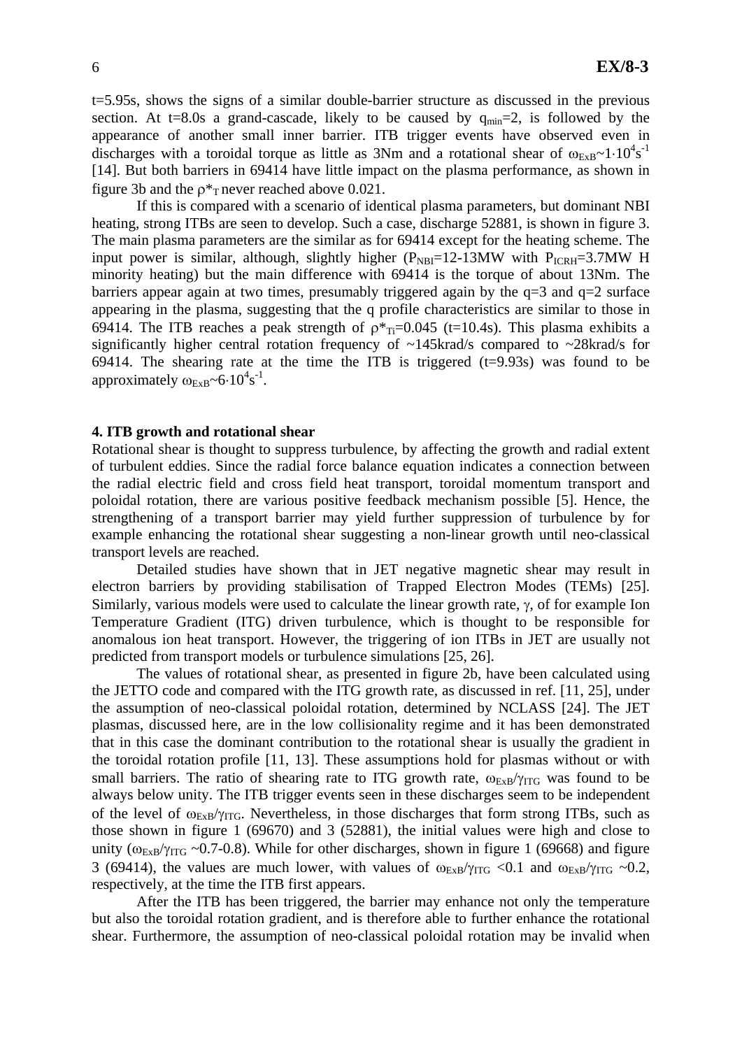t=5.95s, shows the signs of a similar double-barrier structure as discussed in the previous section. At t=8.0s a grand-cascade, likely to be caused by $q_{min}$=2, is followed by the appearance of another small inner barrier. ITB trigger events have observed even in discharges with a toroidal torque as little as 3Nm and a rotational shear of $\omega_{ExB}\sim 1\cdot 10^4 s^{-1}$ [14]. But both barriers in 69414 have little impact on the plasma performance, as shown in figure 3b and the $\rho^*_T$ never reached above 0.021.

If this is compared with a scenario of identical plasma parameters, but dominant NBI heating, strong ITBs are seen to develop. Such a case, discharge 52881, is shown in figure 3. The main plasma parameters are the similar as for 69414 except for the heating scheme. The input power is similar, although, slightly higher ($P_{NBI}$=12-13MW with $P_{ICRH}$=3.7MW H minority heating) but the main difference with 69414 is the torque of about 13Nm. The barriers appear again at two times, presumably triggered again by the q=3 and q=2 surface appearing in the plasma, suggesting that the q profile characteristics are similar to those in 69414. The ITB reaches a peak strength of $\rho^*_{Ti}$=0.045 (t=10.4s). This plasma exhibits a significantly higher central rotation frequency of ~145krad/s compared to ~28krad/s for 69414. The shearing rate at the time the ITB is triggered (t=9.93s) was found to be approximately $\omega_{ExB}\sim 6\cdot 10^4 s^{-1}$.

## 4. ITB growth and rotational shear

Rotational shear is thought to suppress turbulence, by affecting the growth and radial extent of turbulent eddies. Since the radial force balance equation indicates a connection between the radial electric field and cross field heat transport, toroidal momentum transport and poloidal rotation, there are various positive feedback mechanism possible [5]. Hence, the strengthening of a transport barrier may yield further suppression of turbulence by for example enhancing the rotational shear suggesting a non-linear growth until neo-classical transport levels are reached.

Detailed studies have shown that in JET negative magnetic shear may result in electron barriers by providing stabilisation of Trapped Electron Modes (TEMs) [25]. Similarly, various models were used to calculate the linear growth rate, $\gamma$, of for example Ion Temperature Gradient (ITG) driven turbulence, which is thought to be responsible for anomalous ion heat transport. However, the triggering of ion ITBs in JET are usually not predicted from transport models or turbulence simulations [25, 26].

The values of rotational shear, as presented in figure 2b, have been calculated using the JETTO code and compared with the ITG growth rate, as discussed in ref. [11, 25], under the assumption of neo-classical poloidal rotation, determined by NCLASS [24]. The JET plasmas, discussed here, are in the low collisionality regime and it has been demonstrated that in this case the dominant contribution to the rotational shear is usually the gradient in the toroidal rotation profile [11, 13]. These assumptions hold for plasmas without or with small barriers. The ratio of shearing rate to ITG growth rate, $\omega_{ExB}/\gamma_{ITG}$ was found to be always below unity. The ITB trigger events seen in these discharges seem to be independent of the level of $\omega_{ExB}/\gamma_{ITG}$. Nevertheless, in those discharges that form strong ITBs, such as those shown in figure 1 (69670) and 3 (52881), the initial values were high and close to unity ($\omega_{ExB}/\gamma_{ITG}$ ~0.7-0.8). While for other discharges, shown in figure 1 (69668) and figure 3 (69414), the values are much lower, with values of $\omega_{ExB}/\gamma_{ITG}$ <0.1 and $\omega_{ExB}/\gamma_{ITG}$ ~0.2, respectively, at the time the ITB first appears.

After the ITB has been triggered, the barrier may enhance not only the temperature but also the toroidal rotation gradient, and is therefore able to further enhance the rotational shear. Furthermore, the assumption of neo-classical poloidal rotation may be invalid when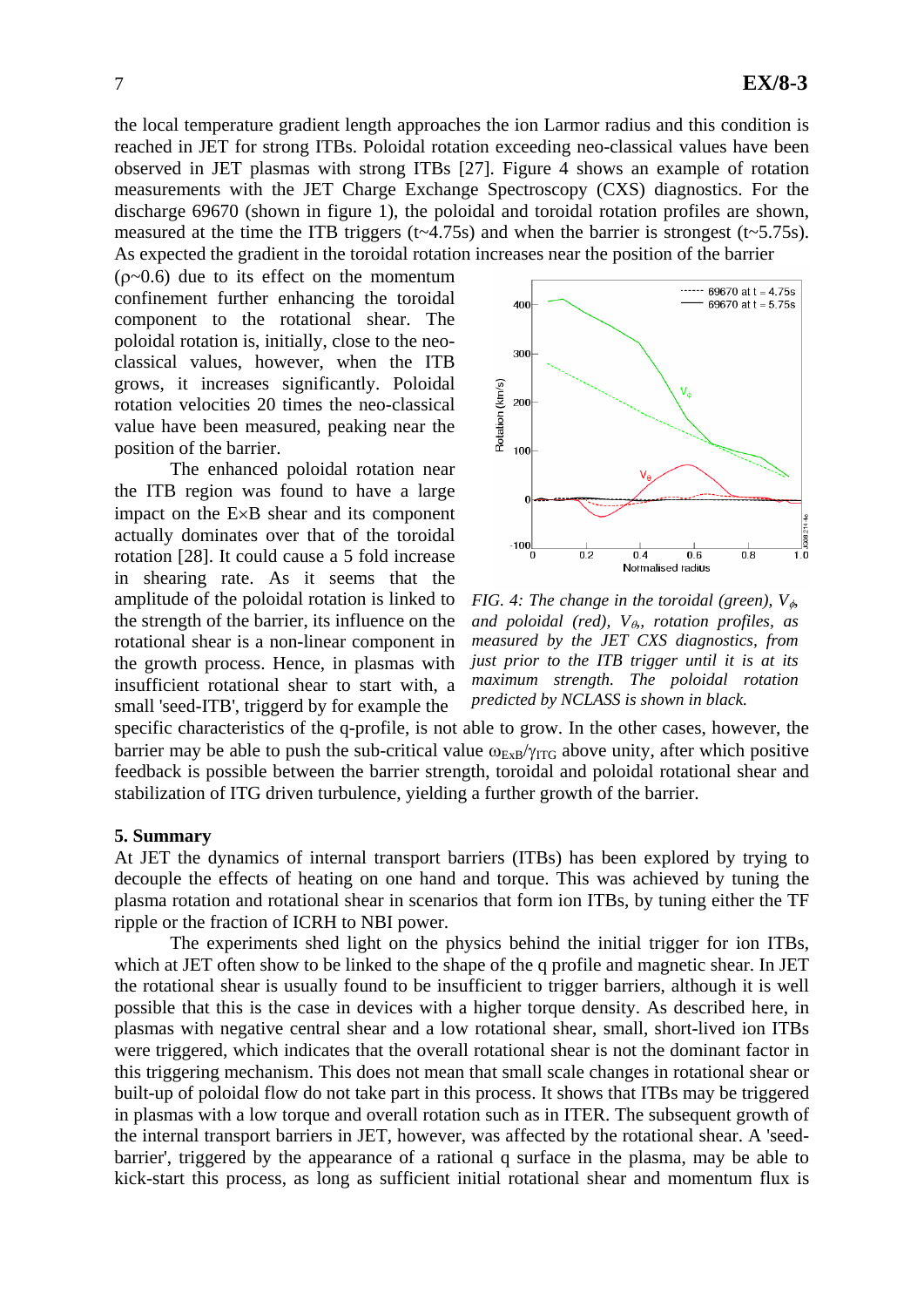the local temperature gradient length approaches the ion Larmor radius and this condition is reached in JET for strong ITBs. Poloidal rotation exceeding neo-classical values have been observed in JET plasmas with strong ITBs [27]. Figure 4 shows an example of rotation measurements with the JET Charge Exchange Spectroscopy (CXS) diagnostics. For the discharge 69670 (shown in figure 1), the poloidal and toroidal rotation profiles are shown, measured at the time the ITB triggers (t~4.75s) and when the barrier is strongest (t~5.75s). As expected the gradient in the toroidal rotation increases near the position of the barrier (ρ~0.6) due to its effect on the momentum confinement further enhancing the toroidal component to the rotational shear. The poloidal rotation is, initially, close to the neo-classical values, however, when the ITB grows, it increases significantly. Poloidal rotation velocities 20 times the neo-classical value have been measured, peaking near the position of the barrier.

The enhanced poloidal rotation near the ITB region was found to have a large impact on the E×B shear and its component actually dominates over that of the toroidal rotation [28]. It could cause a 5 fold increase in shearing rate. As it seems that the amplitude of the poloidal rotation is linked to the strength of the barrier, its influence on the rotational shear is a non-linear component in the growth process. Hence, in plasmas with insufficient rotational shear to start with, a small 'seed-ITB', triggerd by for example the specific characteristics of the q-profile, is not able to grow. In the other cases, however, the barrier may be able to push the sub-critical value $\omega_{ExB}/\gamma_{ITG}$ above unity, after which positive feedback is possible between the barrier strength, toroidal and poloidal rotational shear and stabilization of ITG driven turbulence, yielding a further growth of the barrier.

*FIG. 4: The change in the toroidal (green), $V_\phi$, and poloidal (red), $V_\theta$, rotation profiles, as measured by the JET CXS diagnostics, from just prior to the ITB trigger until it is at its maximum strength. The poloidal rotation predicted by NCLASS is shown in black.*

### 5. Summary

At JET the dynamics of internal transport barriers (ITBs) has been explored by trying to decouple the effects of heating on one hand and torque. This was achieved by tuning the plasma rotation and rotational shear in scenarios that form ion ITBs, by tuning either the TF ripple or the fraction of ICRH to NBI power.

The experiments shed light on the physics behind the initial trigger for ion ITBs, which at JET often show to be linked to the shape of the q profile and magnetic shear. In JET the rotational shear is usually found to be insufficient to trigger barriers, although it is well possible that this is the case in devices with a higher torque density. As described here, in plasmas with negative central shear and a low rotational shear, small, short-lived ion ITBs were triggered, which indicates that the overall rotational shear is not the dominant factor in this triggering mechanism. This does not mean that small scale changes in rotational shear or built-up of poloidal flow do not take part in this process. It shows that ITBs may be triggered in plasmas with a low torque and overall rotation such as in ITER. The subsequent growth of the internal transport barriers in JET, however, was affected by the rotational shear. A 'seed-barrier', triggered by the appearance of a rational q surface in the plasma, may be able to kick-start this process, as long as sufficient initial rotational shear and momentum flux is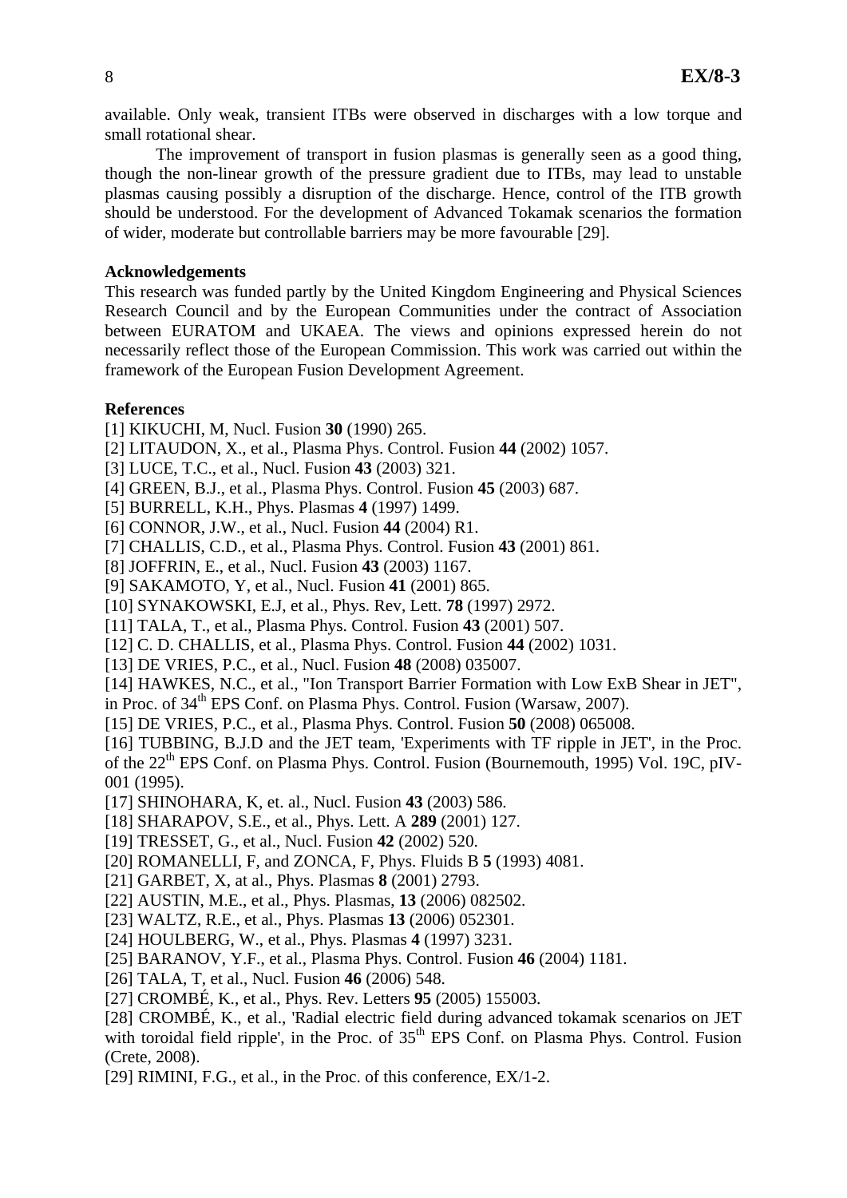available. Only weak, transient ITBs were observed in discharges with a low torque and small rotational shear.

The improvement of transport in fusion plasmas is generally seen as a good thing, though the non-linear growth of the pressure gradient due to ITBs, may lead to unstable plasmas causing possibly a disruption of the discharge. Hence, control of the ITB growth should be understood. For the development of Advanced Tokamak scenarios the formation of wider, moderate but controllable barriers may be more favourable [29].

**Acknowledgements**

This research was funded partly by the United Kingdom Engineering and Physical Sciences Research Council and by the European Communities under the contract of Association between EURATOM and UKAEA. The views and opinions expressed herein do not necessarily reflect those of the European Commission. This work was carried out within the framework of the European Fusion Development Agreement.

**References**

[1] KIKUCHI, M, Nucl. Fusion **30** (1990) 265.
[2] LITAUDON, X., et al., Plasma Phys. Control. Fusion **44** (2002) 1057.
[3] LUCE, T.C., et al., Nucl. Fusion **43** (2003) 321.
[4] GREEN, B.J., et al., Plasma Phys. Control. Fusion **45** (2003) 687.
[5] BURRELL, K.H., Phys. Plasmas **4** (1997) 1499.
[6] CONNOR, J.W., et al., Nucl. Fusion **44** (2004) R1.
[7] CHALLIS, C.D., et al., Plasma Phys. Control. Fusion **43** (2001) 861.
[8] JOFFRIN, E., et al., Nucl. Fusion **43** (2003) 1167.
[9] SAKAMOTO, Y, et al., Nucl. Fusion **41** (2001) 865.
[10] SYNAKOWSKI, E.J, et al., Phys. Rev, Lett. **78** (1997) 2972.
[11] TALA, T., et al., Plasma Phys. Control. Fusion **43** (2001) 507.
[12] C. D. CHALLIS, et al., Plasma Phys. Control. Fusion **44** (2002) 1031.
[13] DE VRIES, P.C., et al., Nucl. Fusion **48** (2008) 035007.
[14] HAWKES, N.C., et al., "Ion Transport Barrier Formation with Low ExB Shear in JET", in Proc. of 34th EPS Conf. on Plasma Phys. Control. Fusion (Warsaw, 2007).
[15] DE VRIES, P.C., et al., Plasma Phys. Control. Fusion **50** (2008) 065008.
[16] TUBBING, B.J.D and the JET team, 'Experiments with TF ripple in JET', in the Proc. of the 22th EPS Conf. on Plasma Phys. Control. Fusion (Bournemouth, 1995) Vol. 19C, pIV-001 (1995).
[17] SHINOHARA, K, et. al., Nucl. Fusion **43** (2003) 586.
[18] SHARAPOV, S.E., et al., Phys. Lett. A **289** (2001) 127.
[19] TRESSET, G., et al., Nucl. Fusion **42** (2002) 520.
[20] ROMANELLI, F, and ZONCA, F, Phys. Fluids B **5** (1993) 4081.
[21] GARBET, X, at al., Phys. Plasmas **8** (2001) 2793.
[22] AUSTIN, M.E., et al., Phys. Plasmas, **13** (2006) 082502.
[23] WALTZ, R.E., et al., Phys. Plasmas **13** (2006) 052301.
[24] HOULBERG, W., et al., Phys. Plasmas **4** (1997) 3231.
[25] BARANOV, Y.F., et al., Plasma Phys. Control. Fusion **46** (2004) 1181.
[26] TALA, T, et al., Nucl. Fusion **46** (2006) 548.
[27] CROMBÉ, K., et al., Phys. Rev. Letters **95** (2005) 155003.
[28] CROMBÉ, K., et al., 'Radial electric field during advanced tokamak scenarios on JET with toroidal field ripple', in the Proc. of 35th EPS Conf. on Plasma Phys. Control. Fusion (Crete, 2008).
[29] RIMINI, F.G., et al., in the Proc. of this conference, EX/1-2.